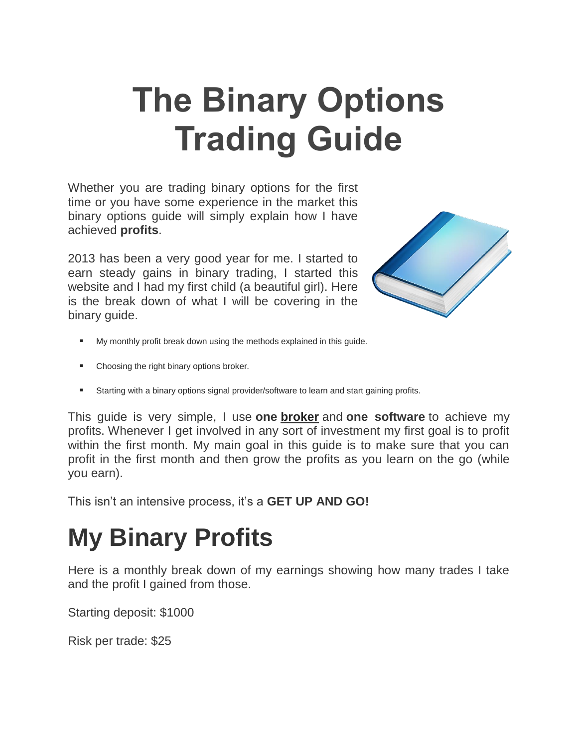# The Binary Options Trading Guide

Whether you are trading binary options for the first time or you have some experience in the market this binary options guide will simply explain how I have achieved **profits**.

2013 has been a very good year for me. I started to earn steady gains in binary trading, I started this website and I had my first child (a beautiful girl). Here is the break down of what I will be covering in the binary guide.

- My monthly profit break down using the methods explained in this guide.
- Choosing the right binary options broker.
- Starting with a binary options signal provider/software to learn and start gaining profits.

This guide is very simple, I use **one broker** and **one software** to achieve my profits. Whenever I get involved in any sort of investment my first goal is to profit within the first month. My main goal in this guide is to make sure that you can profit in the first month and then grow the profits as you learn on the go (while you earn).

This isn't an intensive process, it's a **GET UP AND GO!**

# My Binary Profits

Here is a monthly break down of my earnings showing how many trades I take and the profit I gained from those.

Starting deposit: $1000

Risk per trade: $25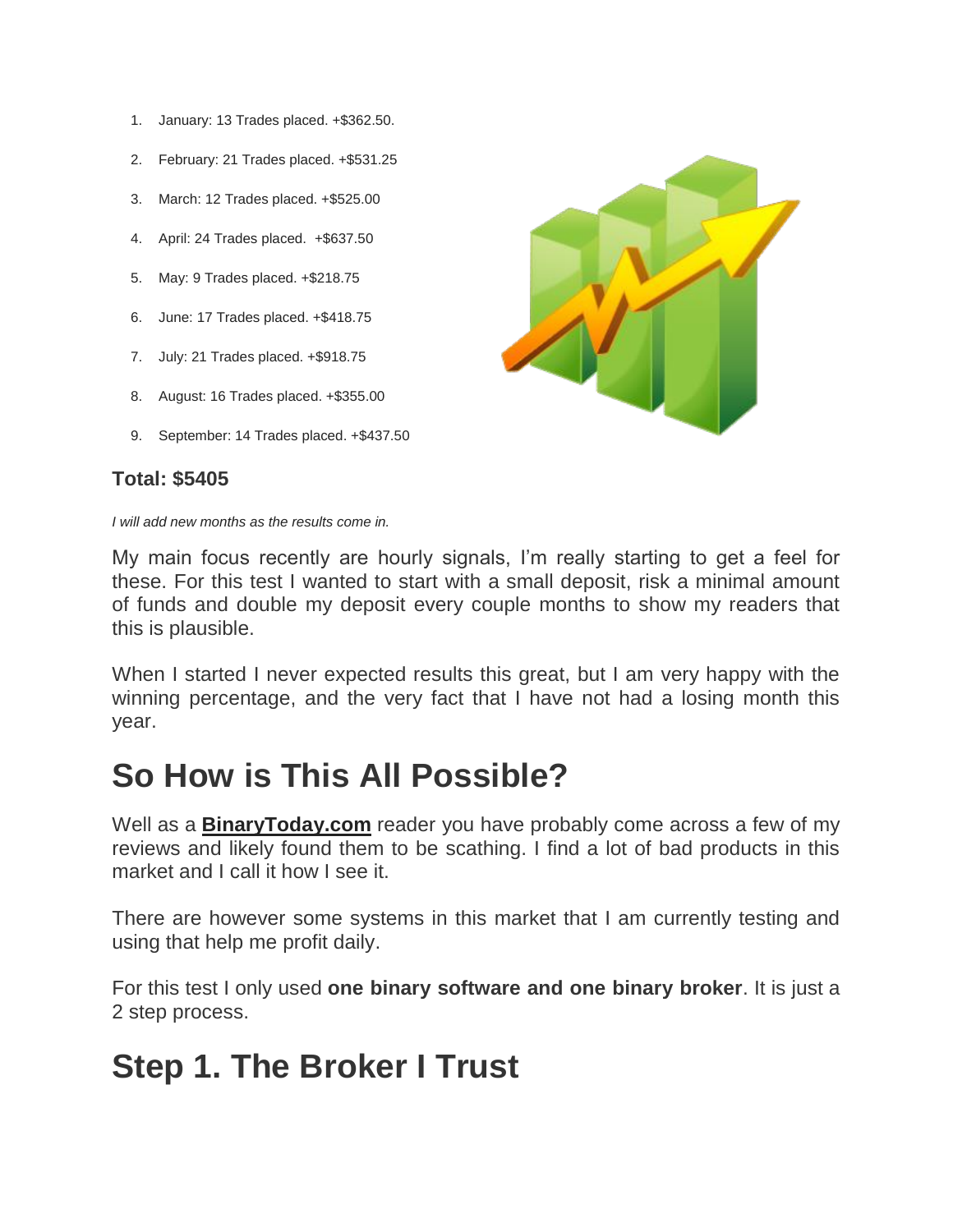1. January: 13 Trades placed. +$362.50.
2. February: 21 Trades placed. +$531.25
3. March: 12 Trades placed. +$525.00
4. April: 24 Trades placed.  +$637.50
5. May: 9 Trades placed. +$218.75
6. June: 17 Trades placed. +$418.75
7. July: 21 Trades placed. +$918.75
8. August: 16 Trades placed. +$355.00
9. September: 14 Trades placed. +$437.50

**Total: $5405**

*I will add new months as the results come in.*

My main focus recently are hourly signals, I'm really starting to get a feel for these. For this test I wanted to start with a small deposit, risk a minimal amount of funds and double my deposit every couple months to show my readers that this is plausible.

When I started I never expected results this great, but I am very happy with the winning percentage, and the very fact that I have not had a losing month this year.

# So How is This All Possible?

Well as a **BinaryToday.com** reader you have probably come across a few of my reviews and likely found them to be scathing. I find a lot of bad products in this market and I call it how I see it.

There are however some systems in this market that I am currently testing and using that help me profit daily.

For this test I only used **one binary software and one binary broker**. It is just a 2 step process.

# Step 1. The Broker I Trust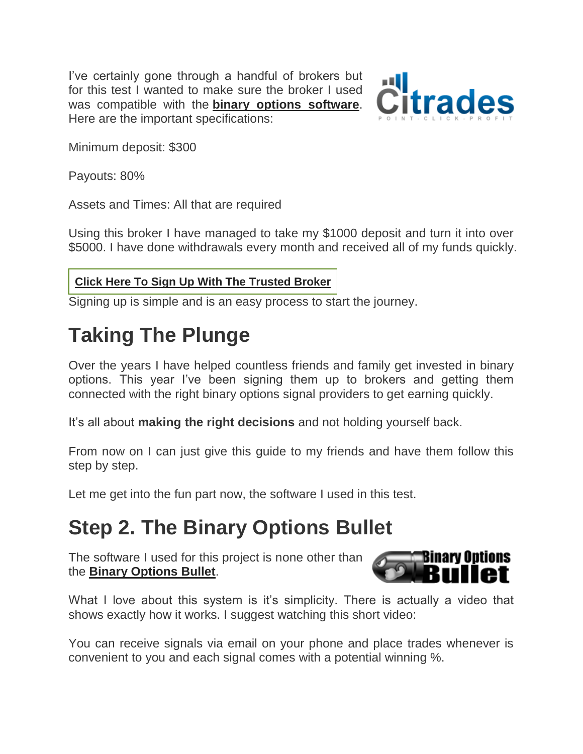I've certainly gone through a handful of brokers but for this test I wanted to make sure the broker I used was compatible with the **binary options software**. Here are the important specifications:

Minimum deposit: $300

Payouts: 80%

Assets and Times: All that are required

Using this broker I have managed to take my $1000 deposit and turn it into over $5000. I have done withdrawals every month and received all of my funds quickly.

**Click Here To Sign Up With The Trusted Broker**

Signing up is simple and is an easy process to start the journey.

# Taking The Plunge

Over the years I have helped countless friends and family get invested in binary options. This year I've been signing them up to brokers and getting them connected with the right binary options signal providers to get earning quickly.

It's all about **making the right decisions** and not holding yourself back.

From now on I can just give this guide to my friends and have them follow this step by step.

Let me get into the fun part now, the software I used in this test.

# Step 2. The Binary Options Bullet

The software I used for this project is none other than the **Binary Options Bullet**.

What I love about this system is it's simplicity. There is actually a video that shows exactly how it works. I suggest watching this short video:

You can receive signals via email on your phone and place trades whenever is convenient to you and each signal comes with a potential winning %.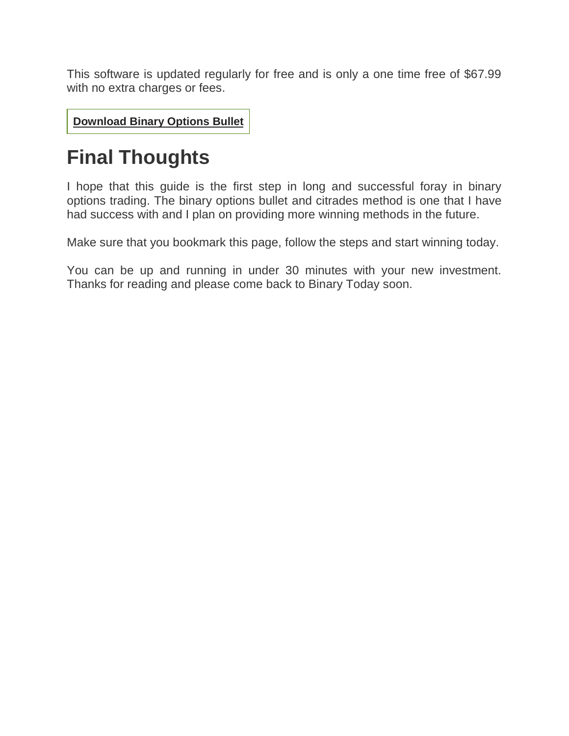This software is updated regularly for free and is only a one time free of $67.99 with no extra charges or fees.

**Download Binary Options Bullet**

# Final Thoughts

I hope that this guide is the first step in long and successful foray in binary options trading. The binary options bullet and citrades method is one that I have had success with and I plan on providing more winning methods in the future.

Make sure that you bookmark this page, follow the steps and start winning today.

You can be up and running in under 30 minutes with your new investment. Thanks for reading and please come back to Binary Today soon.